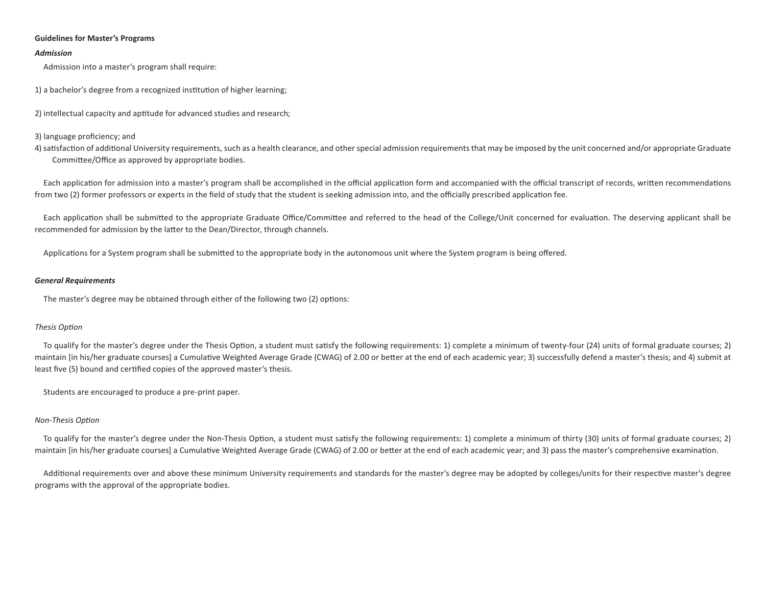**Guidelines for Master's Programs**

***Admission***

Admission into a master's program shall require:

1) a bachelor's degree from a recognized institution of higher learning;

2) intellectual capacity and aptitude for advanced studies and research;

3) language proficiency; and
4) satisfaction of additional University requirements, such as a health clearance, and other special admission requirements that may be imposed by the unit concerned and/or appropriate Graduate Committee/Office as approved by appropriate bodies.

Each application for admission into a master's program shall be accomplished in the official application form and accompanied with the official transcript of records, written recommendations from two (2) former professors or experts in the field of study that the student is seeking admission into, and the officially prescribed application fee.

Each application shall be submitted to the appropriate Graduate Office/Committee and referred to the head of the College/Unit concerned for evaluation. The deserving applicant shall be recommended for admission by the latter to the Dean/Director, through channels.

Applications for a System program shall be submitted to the appropriate body in the autonomous unit where the System program is being offered.

***General Requirements***

The master's degree may be obtained through either of the following two (2) options:

*Thesis Option*

To qualify for the master's degree under the Thesis Option, a student must satisfy the following requirements: 1) complete a minimum of twenty-four (24) units of formal graduate courses; 2) maintain [in his/her graduate courses] a Cumulative Weighted Average Grade (CWAG) of 2.00 or better at the end of each academic year; 3) successfully defend a master's thesis; and 4) submit at least five (5) bound and certified copies of the approved master's thesis.

Students are encouraged to produce a pre-print paper.

*Non-Thesis Option*

To qualify for the master's degree under the Non-Thesis Option, a student must satisfy the following requirements: 1) complete a minimum of thirty (30) units of formal graduate courses; 2) maintain [in his/her graduate courses] a Cumulative Weighted Average Grade (CWAG) of 2.00 or better at the end of each academic year; and 3) pass the master's comprehensive examination.

Additional requirements over and above these minimum University requirements and standards for the master's degree may be adopted by colleges/units for their respective master's degree programs with the approval of the appropriate bodies.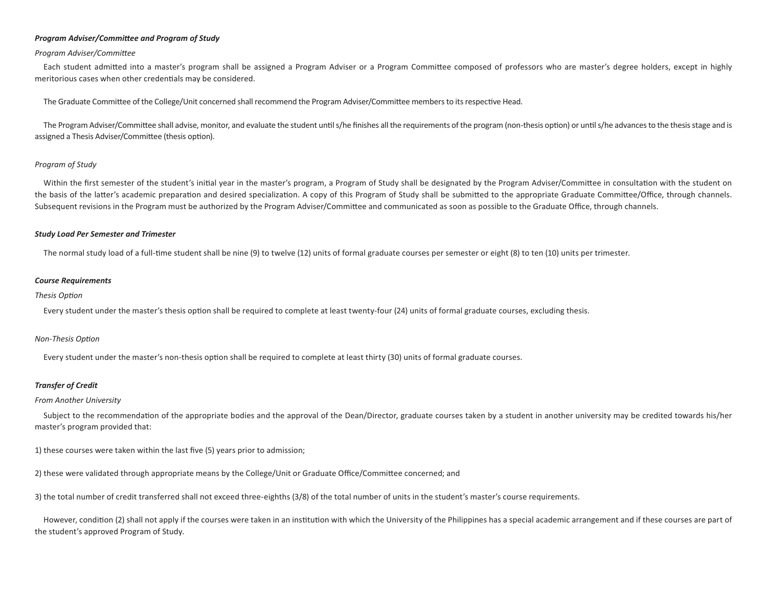***Program Adviser/Committee and Program of Study***

*Program Adviser/Committee*

Each student admitted into a master's program shall be assigned a Program Adviser or a Program Committee composed of professors who are master's degree holders, except in highly meritorious cases when other credentials may be considered.

The Graduate Committee of the College/Unit concerned shall recommend the Program Adviser/Committee members to its respective Head.

The Program Adviser/Committee shall advise, monitor, and evaluate the student until s/he finishes all the requirements of the program (non-thesis option) or until s/he advances to the thesis stage and is assigned a Thesis Adviser/Committee (thesis option).

*Program of Study*

Within the first semester of the student's initial year in the master's program, a Program of Study shall be designated by the Program Adviser/Committee in consultation with the student on the basis of the latter's academic preparation and desired specialization. A copy of this Program of Study shall be submitted to the appropriate Graduate Committee/Office, through channels. Subsequent revisions in the Program must be authorized by the Program Adviser/Committee and communicated as soon as possible to the Graduate Office, through channels.

***Study Load Per Semester and Trimester***

The normal study load of a full-time student shall be nine (9) to twelve (12) units of formal graduate courses per semester or eight (8) to ten (10) units per trimester.

***Course Requirements***

*Thesis Option*

Every student under the master's thesis option shall be required to complete at least twenty-four (24) units of formal graduate courses, excluding thesis.

*Non-Thesis Option*

Every student under the master's non-thesis option shall be required to complete at least thirty (30) units of formal graduate courses.

***Transfer of Credit***

*From Another University*

Subject to the recommendation of the appropriate bodies and the approval of the Dean/Director, graduate courses taken by a student in another university may be credited towards his/her master's program provided that:

1) these courses were taken within the last five (5) years prior to admission;

2) these were validated through appropriate means by the College/Unit or Graduate Office/Committee concerned; and

3) the total number of credit transferred shall not exceed three-eighths (3/8) of the total number of units in the student's master's course requirements.

However, condition (2) shall not apply if the courses were taken in an institution with which the University of the Philippines has a special academic arrangement and if these courses are part of the student's approved Program of Study.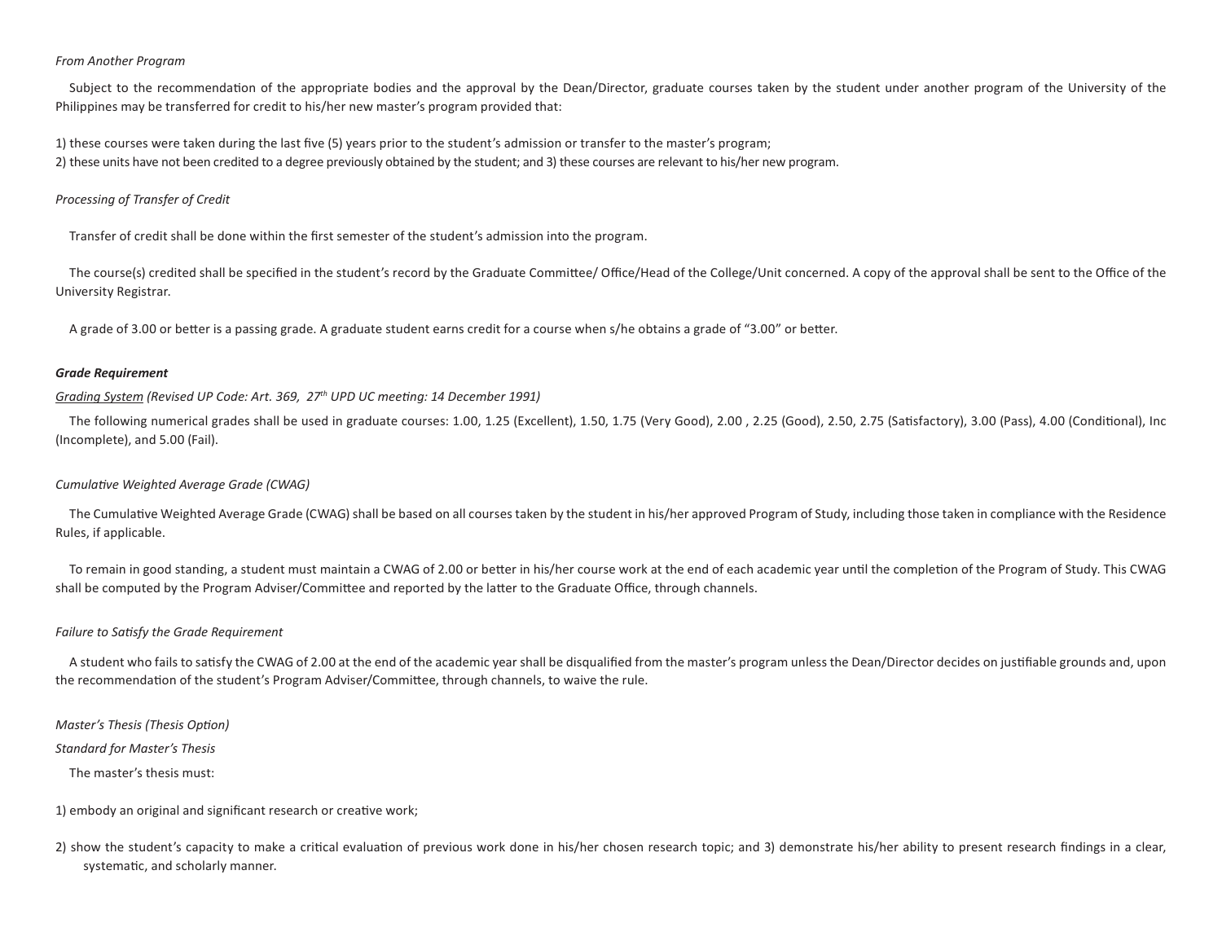*From Another Program*

Subject to the recommendation of the appropriate bodies and the approval by the Dean/Director, graduate courses taken by the student under another program of the University of the Philippines may be transferred for credit to his/her new master's program provided that:

1) these courses were taken during the last five (5) years prior to the student's admission or transfer to the master's program;
2) these units have not been credited to a degree previously obtained by the student; and 3) these courses are relevant to his/her new program.

*Processing of Transfer of Credit*

Transfer of credit shall be done within the first semester of the student's admission into the program.

The course(s) credited shall be specified in the student's record by the Graduate Committee/ Office/Head of the College/Unit concerned. A copy of the approval shall be sent to the Office of the University Registrar.

A grade of 3.00 or better is a passing grade. A graduate student earns credit for a course when s/he obtains a grade of "3.00" or better.

***Grade Requirement***

*Grading System (Revised UP Code: Art. 369, 27th UPD UC meeting: 14 December 1991)*

The following numerical grades shall be used in graduate courses: 1.00, 1.25 (Excellent), 1.50, 1.75 (Very Good), 2.00 , 2.25 (Good), 2.50, 2.75 (Satisfactory), 3.00 (Pass), 4.00 (Conditional), Inc (Incomplete), and 5.00 (Fail).

*Cumulative Weighted Average Grade (CWAG)*

The Cumulative Weighted Average Grade (CWAG) shall be based on all courses taken by the student in his/her approved Program of Study, including those taken in compliance with the Residence Rules, if applicable.

To remain in good standing, a student must maintain a CWAG of 2.00 or better in his/her course work at the end of each academic year until the completion of the Program of Study. This CWAG shall be computed by the Program Adviser/Committee and reported by the latter to the Graduate Office, through channels.

*Failure to Satisfy the Grade Requirement*

A student who fails to satisfy the CWAG of 2.00 at the end of the academic year shall be disqualified from the master's program unless the Dean/Director decides on justifiable grounds and, upon the recommendation of the student's Program Adviser/Committee, through channels, to waive the rule.

*Master's Thesis (Thesis Option)*

*Standard for Master's Thesis*

The master's thesis must:

1) embody an original and significant research or creative work;

2) show the student's capacity to make a critical evaluation of previous work done in his/her chosen research topic; and 3) demonstrate his/her ability to present research findings in a clear, systematic, and scholarly manner.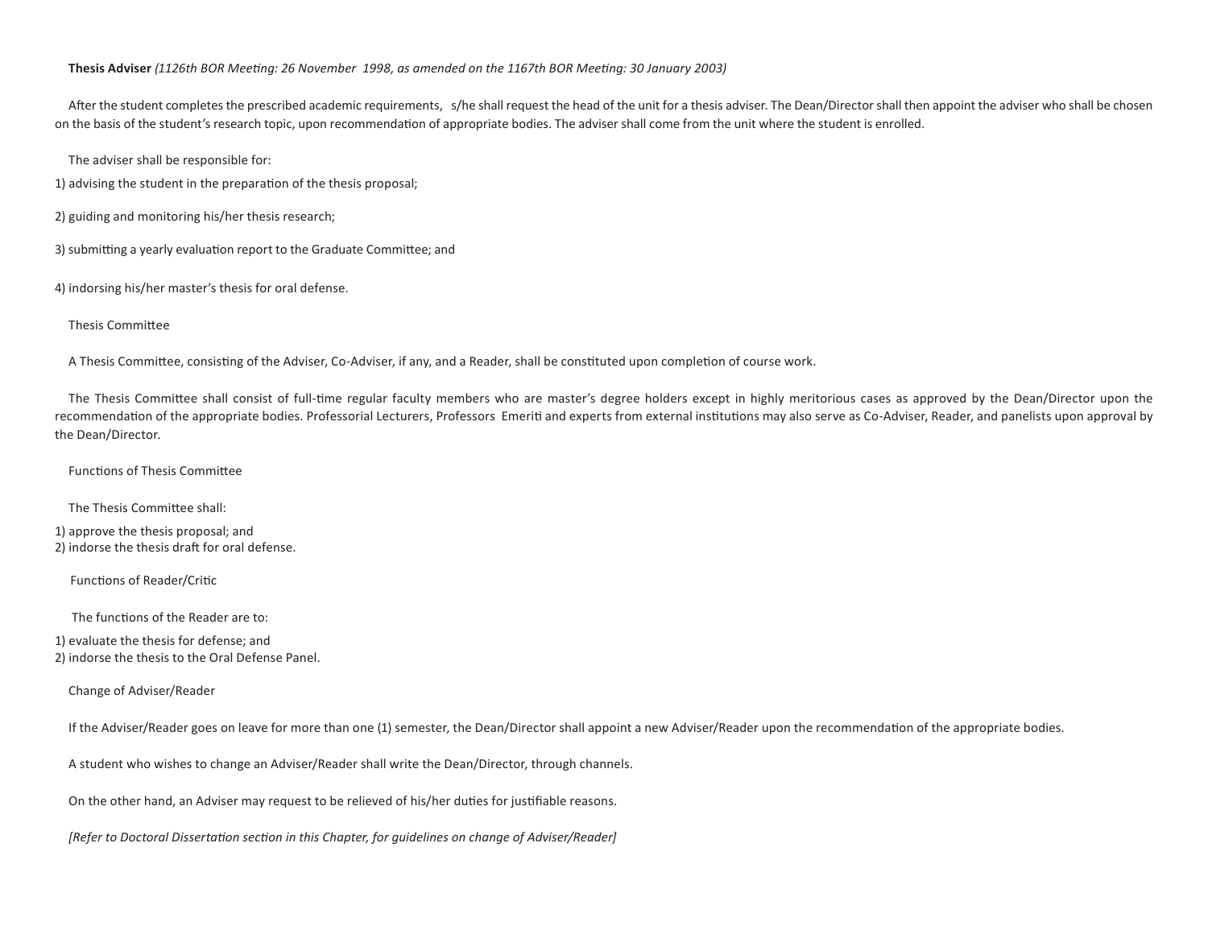**Thesis Adviser** *(1126th BOR Meeting: 26 November 1998, as amended on the 1167th BOR Meeting: 30 January 2003)*

After the student completes the prescribed academic requirements, s/he shall request the head of the unit for a thesis adviser. The Dean/Director shall then appoint the adviser who shall be chosen on the basis of the student's research topic, upon recommendation of appropriate bodies. The adviser shall come from the unit where the student is enrolled.

The adviser shall be responsible for:

1) advising the student in the preparation of the thesis proposal;

2) guiding and monitoring his/her thesis research;

3) submitting a yearly evaluation report to the Graduate Committee; and

4) indorsing his/her master's thesis for oral defense.

Thesis Committee

A Thesis Committee, consisting of the Adviser, Co-Adviser, if any, and a Reader, shall be constituted upon completion of course work.

The Thesis Committee shall consist of full-time regular faculty members who are master's degree holders except in highly meritorious cases as approved by the Dean/Director upon the recommendation of the appropriate bodies. Professorial Lecturers, Professors Emeriti and experts from external institutions may also serve as Co-Adviser, Reader, and panelists upon approval by the Dean/Director.

Functions of Thesis Committee

The Thesis Committee shall:

1) approve the thesis proposal; and
2) indorse the thesis draft for oral defense.

Functions of Reader/Critic

The functions of the Reader are to:

1) evaluate the thesis for defense; and
2) indorse the thesis to the Oral Defense Panel.

Change of Adviser/Reader

If the Adviser/Reader goes on leave for more than one (1) semester, the Dean/Director shall appoint a new Adviser/Reader upon the recommendation of the appropriate bodies.

A student who wishes to change an Adviser/Reader shall write the Dean/Director, through channels.

On the other hand, an Adviser may request to be relieved of his/her duties for justifiable reasons.

*[Refer to Doctoral Dissertation section in this Chapter, for guidelines on change of Adviser/Reader]*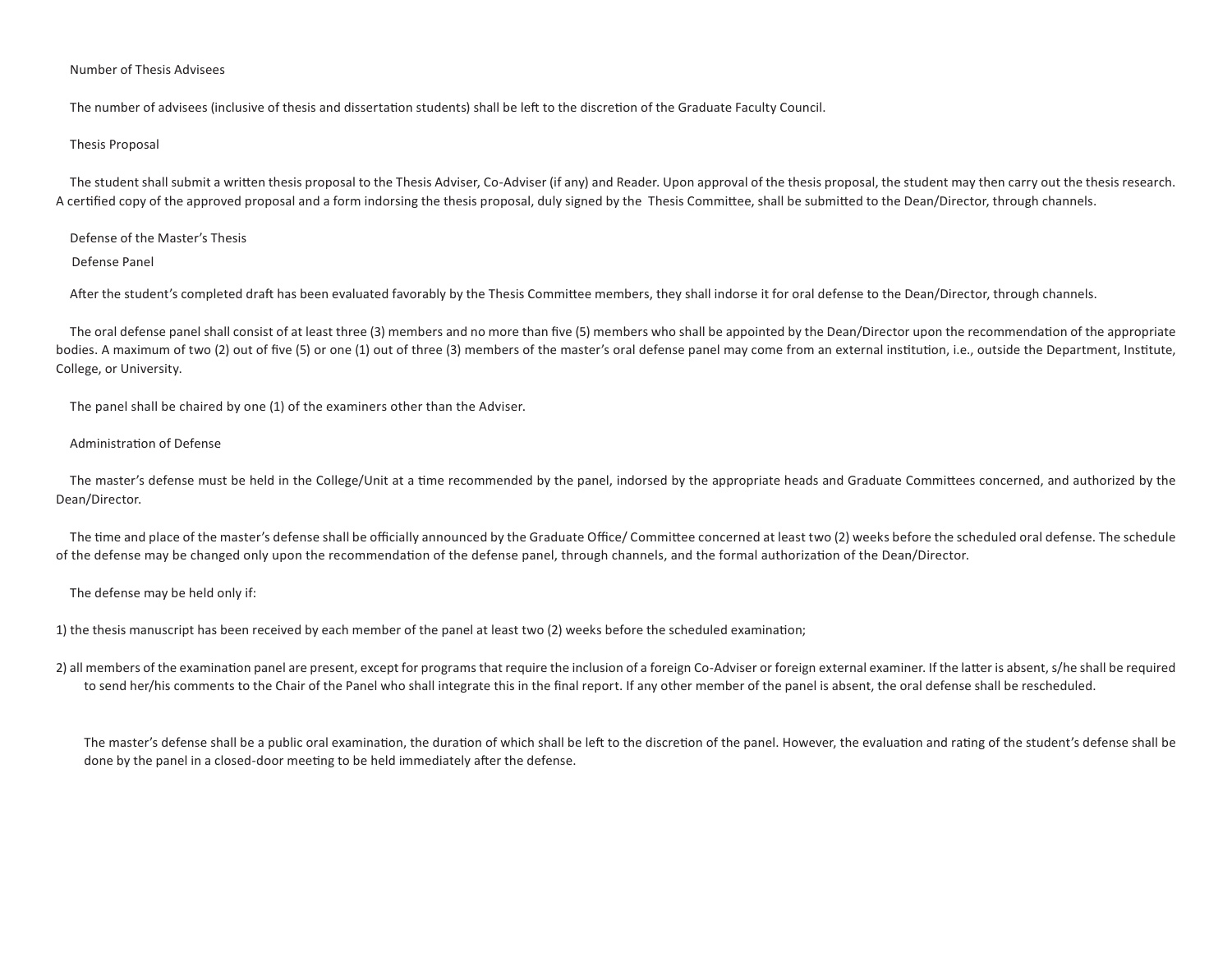### Number of Thesis Advisees

The number of advisees (inclusive of thesis and dissertation students) shall be left to the discretion of the Graduate Faculty Council.

### Thesis Proposal

The student shall submit a written thesis proposal to the Thesis Adviser, Co-Adviser (if any) and Reader. Upon approval of the thesis proposal, the student may then carry out the thesis research. A certified copy of the approved proposal and a form indorsing the thesis proposal, duly signed by the Thesis Committee, shall be submitted to the Dean/Director, through channels.

### Defense of the Master's Thesis

#### Defense Panel

After the student's completed draft has been evaluated favorably by the Thesis Committee members, they shall indorse it for oral defense to the Dean/Director, through channels.

The oral defense panel shall consist of at least three (3) members and no more than five (5) members who shall be appointed by the Dean/Director upon the recommendation of the appropriate bodies. A maximum of two (2) out of five (5) or one (1) out of three (3) members of the master's oral defense panel may come from an external institution, i.e., outside the Department, Institute, College, or University.

The panel shall be chaired by one (1) of the examiners other than the Adviser.

#### Administration of Defense

The master's defense must be held in the College/Unit at a time recommended by the panel, indorsed by the appropriate heads and Graduate Committees concerned, and authorized by the Dean/Director.

The time and place of the master's defense shall be officially announced by the Graduate Office/ Committee concerned at least two (2) weeks before the scheduled oral defense. The schedule of the defense may be changed only upon the recommendation of the defense panel, through channels, and the formal authorization of the Dean/Director.

The defense may be held only if:

1) the thesis manuscript has been received by each member of the panel at least two (2) weeks before the scheduled examination;

2) all members of the examination panel are present, except for programs that require the inclusion of a foreign Co-Adviser or foreign external examiner. If the latter is absent, s/he shall be required to send her/his comments to the Chair of the Panel who shall integrate this in the final report. If any other member of the panel is absent, the oral defense shall be rescheduled.

The master's defense shall be a public oral examination, the duration of which shall be left to the discretion of the panel. However, the evaluation and rating of the student's defense shall be done by the panel in a closed-door meeting to be held immediately after the defense.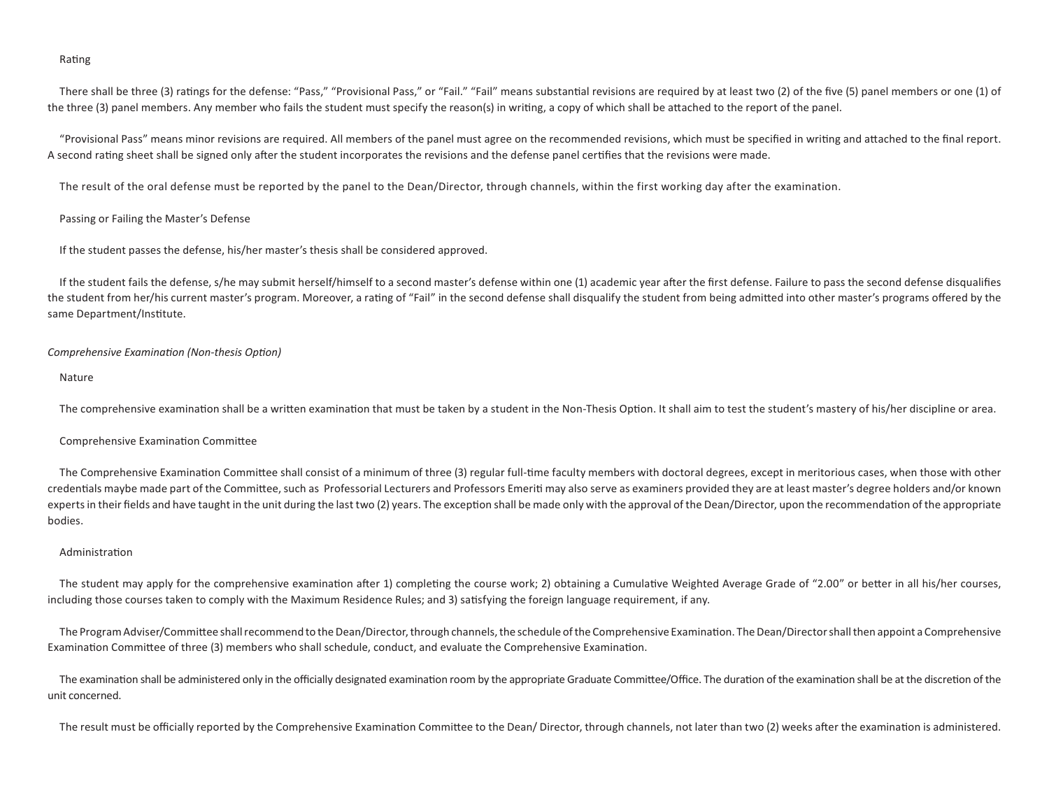Rating

There shall be three (3) ratings for the defense: "Pass," "Provisional Pass," or "Fail." "Fail" means substantial revisions are required by at least two (2) of the five (5) panel members or one (1) of the three (3) panel members. Any member who fails the student must specify the reason(s) in writing, a copy of which shall be attached to the report of the panel.

"Provisional Pass" means minor revisions are required. All members of the panel must agree on the recommended revisions, which must be specified in writing and attached to the final report. A second rating sheet shall be signed only after the student incorporates the revisions and the defense panel certifies that the revisions were made.

The result of the oral defense must be reported by the panel to the Dean/Director, through channels, within the first working day after the examination.

Passing or Failing the Master's Defense

If the student passes the defense, his/her master's thesis shall be considered approved.

If the student fails the defense, s/he may submit herself/himself to a second master's defense within one (1) academic year after the first defense. Failure to pass the second defense disqualifies the student from her/his current master's program. Moreover, a rating of "Fail" in the second defense shall disqualify the student from being admitted into other master's programs offered by the same Department/Institute.

*Comprehensive Examination (Non-thesis Option)*

Nature

The comprehensive examination shall be a written examination that must be taken by a student in the Non-Thesis Option. It shall aim to test the student's mastery of his/her discipline or area.

Comprehensive Examination Committee

The Comprehensive Examination Committee shall consist of a minimum of three (3) regular full-time faculty members with doctoral degrees, except in meritorious cases, when those with other credentials maybe made part of the Committee, such as Professorial Lecturers and Professors Emeriti may also serve as examiners provided they are at least master's degree holders and/or known experts in their fields and have taught in the unit during the last two (2) years. The exception shall be made only with the approval of the Dean/Director, upon the recommendation of the appropriate bodies.

Administration

The student may apply for the comprehensive examination after 1) completing the course work; 2) obtaining a Cumulative Weighted Average Grade of "2.00" or better in all his/her courses, including those courses taken to comply with the Maximum Residence Rules; and 3) satisfying the foreign language requirement, if any.

The Program Adviser/Committee shall recommend to the Dean/Director, through channels, the schedule of the Comprehensive Examination. The Dean/Director shall then appoint a Comprehensive Examination Committee of three (3) members who shall schedule, conduct, and evaluate the Comprehensive Examination.

The examination shall be administered only in the officially designated examination room by the appropriate Graduate Committee/Office. The duration of the examination shall be at the discretion of the unit concerned.

The result must be officially reported by the Comprehensive Examination Committee to the Dean/ Director, through channels, not later than two (2) weeks after the examination is administered.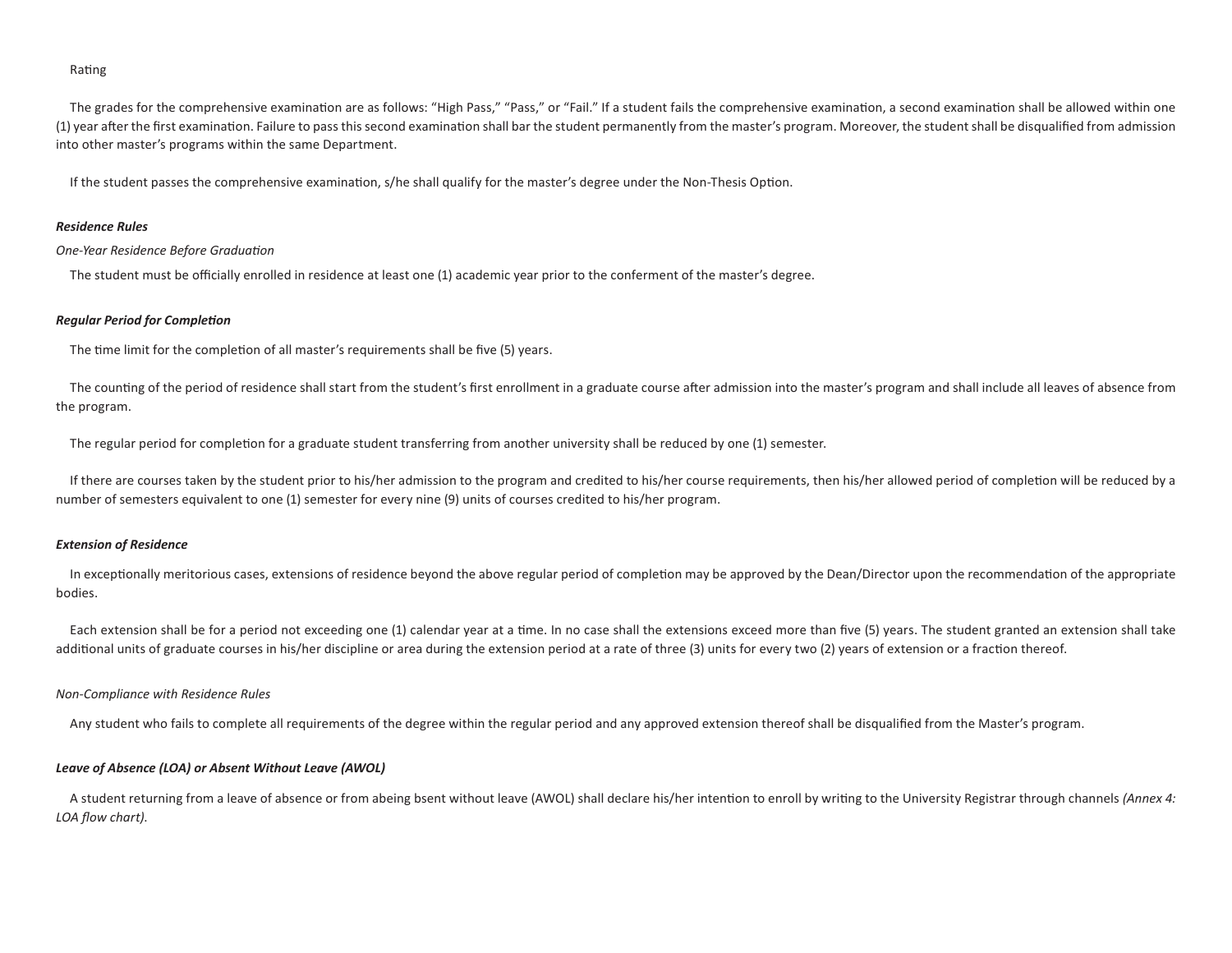Rating

The grades for the comprehensive examination are as follows: "High Pass," "Pass," or "Fail." If a student fails the comprehensive examination, a second examination shall be allowed within one (1) year after the first examination. Failure to pass this second examination shall bar the student permanently from the master's program. Moreover, the student shall be disqualified from admission into other master's programs within the same Department.

If the student passes the comprehensive examination, s/he shall qualify for the master's degree under the Non-Thesis Option.

***Residence Rules***

*One-Year Residence Before Graduation*

The student must be officially enrolled in residence at least one (1) academic year prior to the conferment of the master's degree.

***Regular Period for Completion***

The time limit for the completion of all master's requirements shall be five (5) years.

The counting of the period of residence shall start from the student's first enrollment in a graduate course after admission into the master's program and shall include all leaves of absence from the program.

The regular period for completion for a graduate student transferring from another university shall be reduced by one (1) semester.

If there are courses taken by the student prior to his/her admission to the program and credited to his/her course requirements, then his/her allowed period of completion will be reduced by a number of semesters equivalent to one (1) semester for every nine (9) units of courses credited to his/her program.

***Extension of Residence***

In exceptionally meritorious cases, extensions of residence beyond the above regular period of completion may be approved by the Dean/Director upon the recommendation of the appropriate bodies.

Each extension shall be for a period not exceeding one (1) calendar year at a time. In no case shall the extensions exceed more than five (5) years. The student granted an extension shall take additional units of graduate courses in his/her discipline or area during the extension period at a rate of three (3) units for every two (2) years of extension or a fraction thereof.

*Non-Compliance with Residence Rules*

Any student who fails to complete all requirements of the degree within the regular period and any approved extension thereof shall be disqualified from the Master's program.

***Leave of Absence (LOA) or Absent Without Leave (AWOL)***

A student returning from a leave of absence or from abeing bsent without leave (AWOL) shall declare his/her intention to enroll by writing to the University Registrar through channels *(Annex 4: LOA flow chart).*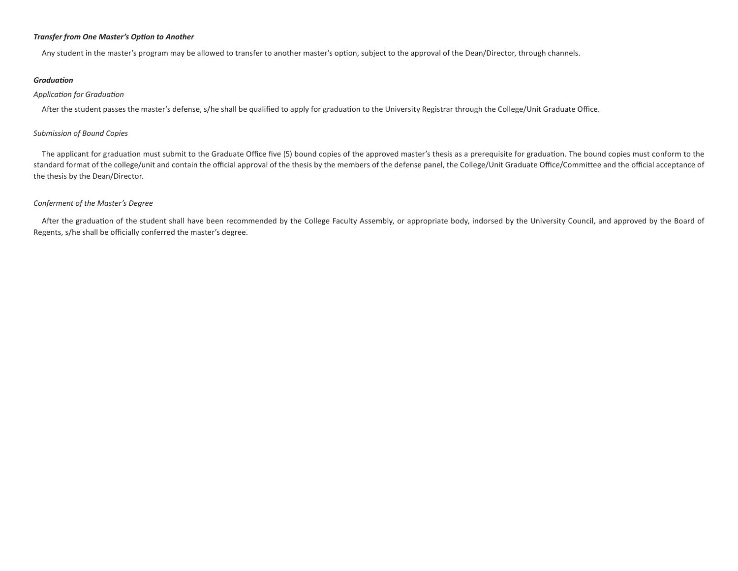***Transfer from One Master's Option to Another***

Any student in the master's program may be allowed to transfer to another master's option, subject to the approval of the Dean/Director, through channels.

***Graduation***

*Application for Graduation*

After the student passes the master's defense, s/he shall be qualified to apply for graduation to the University Registrar through the College/Unit Graduate Office.

*Submission of Bound Copies*

The applicant for graduation must submit to the Graduate Office five (5) bound copies of the approved master's thesis as a prerequisite for graduation. The bound copies must conform to the standard format of the college/unit and contain the official approval of the thesis by the members of the defense panel, the College/Unit Graduate Office/Committee and the official acceptance of the thesis by the Dean/Director.

*Conferment of the Master's Degree*

After the graduation of the student shall have been recommended by the College Faculty Assembly, or appropriate body, indorsed by the University Council, and approved by the Board of Regents, s/he shall be officially conferred the master's degree.